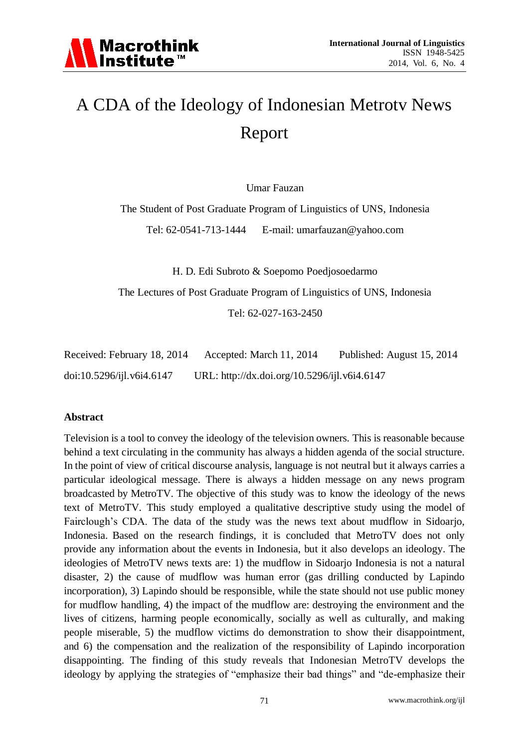# A CDA of the Ideology of Indonesian Metrotv News Report

Umar Fauzan

The Student of Post Graduate Program of Linguistics of UNS, Indonesia

Tel: 62-0541-713-1444 E-mail: umarfauzan@yahoo.com

H. D. Edi Subroto & Soepomo Poedjosoedarmo

The Lectures of Post Graduate Program of Linguistics of UNS, Indonesia

Tel: 62-027-163-2450

Received: February 18, 2014 Accepted: March 11, 2014 Published: August 15, 2014

doi:10.5296/ijl.v6i4.6147 URL: http://dx.doi.org/10.5296/ijl.v6i4.6147

## Abstract

Television is a tool to convey the ideology of the television owners. This is reasonable because behind a text circulating in the community has always a hidden agenda of the social structure. In the point of view of critical discourse analysis, language is not neutral but it always carries a particular ideological message. There is always a hidden message on any news program broadcasted by MetroTV. The objective of this study was to know the ideology of the news text of MetroTV. This study employed a qualitative descriptive study using the model of Fairclough's CDA. The data of the study was the news text about mudflow in Sidoarjo, Indonesia. Based on the research findings, it is concluded that MetroTV does not only provide any information about the events in Indonesia, but it also develops an ideology. The ideologies of MetroTV news texts are: 1) the mudflow in Sidoarjo Indonesia is not a natural disaster, 2) the cause of mudflow was human error (gas drilling conducted by Lapindo incorporation), 3) Lapindo should be responsible, while the state should not use public money for mudflow handling, 4) the impact of the mudflow are: destroying the environment and the lives of citizens, harming people economically, socially as well as culturally, and making people miserable, 5) the mudflow victims do demonstration to show their disappointment, and 6) the compensation and the realization of the responsibility of Lapindo incorporation disappointing. The finding of this study reveals that Indonesian MetroTV develops the ideology by applying the strategies of "emphasize their bad things" and "de-emphasize their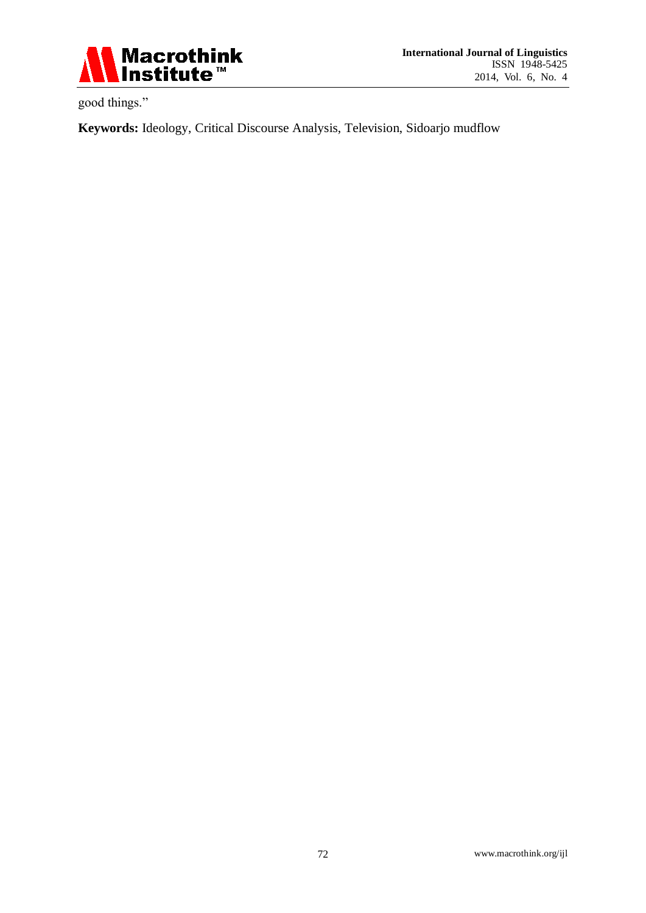good things."

**Keywords:** Ideology, Critical Discourse Analysis, Television, Sidoarjo mudflow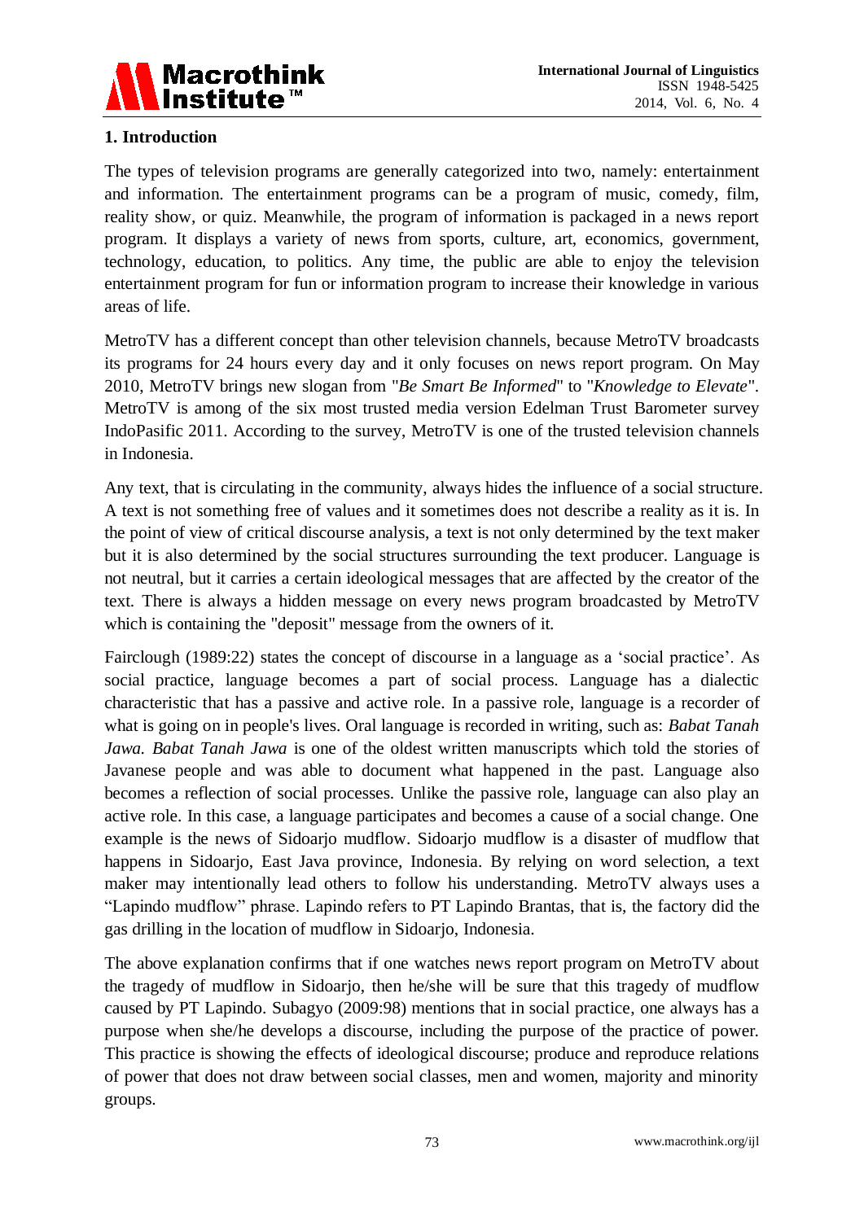## 1. Introduction

The types of television programs are generally categorized into two, namely: entertainment and information. The entertainment programs can be a program of music, comedy, film, reality show, or quiz. Meanwhile, the program of information is packaged in a news report program. It displays a variety of news from sports, culture, art, economics, government, technology, education, to politics. Any time, the public are able to enjoy the television entertainment program for fun or information program to increase their knowledge in various areas of life.

MetroTV has a different concept than other television channels, because MetroTV broadcasts its programs for 24 hours every day and it only focuses on news report program. On May 2010, MetroTV brings new slogan from "*Be Smart Be Informed*" to "*Knowledge to Elevate*". MetroTV is among of the six most trusted media version Edelman Trust Barometer survey IndoPasific 2011. According to the survey, MetroTV is one of the trusted television channels in Indonesia.

Any text, that is circulating in the community, always hides the influence of a social structure. A text is not something free of values and it sometimes does not describe a reality as it is. In the point of view of critical discourse analysis, a text is not only determined by the text maker but it is also determined by the social structures surrounding the text producer. Language is not neutral, but it carries a certain ideological messages that are affected by the creator of the text. There is always a hidden message on every news program broadcasted by MetroTV which is containing the "deposit" message from the owners of it.

Fairclough (1989:22) states the concept of discourse in a language as a 'social practice'. As social practice, language becomes a part of social process. Language has a dialectic characteristic that has a passive and active role. In a passive role, language is a recorder of what is going on in people's lives. Oral language is recorded in writing, such as: *Babat Tanah Jawa. Babat Tanah Jawa* is one of the oldest written manuscripts which told the stories of Javanese people and was able to document what happened in the past. Language also becomes a reflection of social processes. Unlike the passive role, language can also play an active role. In this case, a language participates and becomes a cause of a social change. One example is the news of Sidoarjo mudflow. Sidoarjo mudflow is a disaster of mudflow that happens in Sidoarjo, East Java province, Indonesia. By relying on word selection, a text maker may intentionally lead others to follow his understanding. MetroTV always uses a "Lapindo mudflow" phrase. Lapindo refers to PT Lapindo Brantas, that is, the factory did the gas drilling in the location of mudflow in Sidoarjo, Indonesia.

The above explanation confirms that if one watches news report program on MetroTV about the tragedy of mudflow in Sidoarjo, then he/she will be sure that this tragedy of mudflow caused by PT Lapindo. Subagyo (2009:98) mentions that in social practice, one always has a purpose when she/he develops a discourse, including the purpose of the practice of power. This practice is showing the effects of ideological discourse; produce and reproduce relations of power that does not draw between social classes, men and women, majority and minority groups.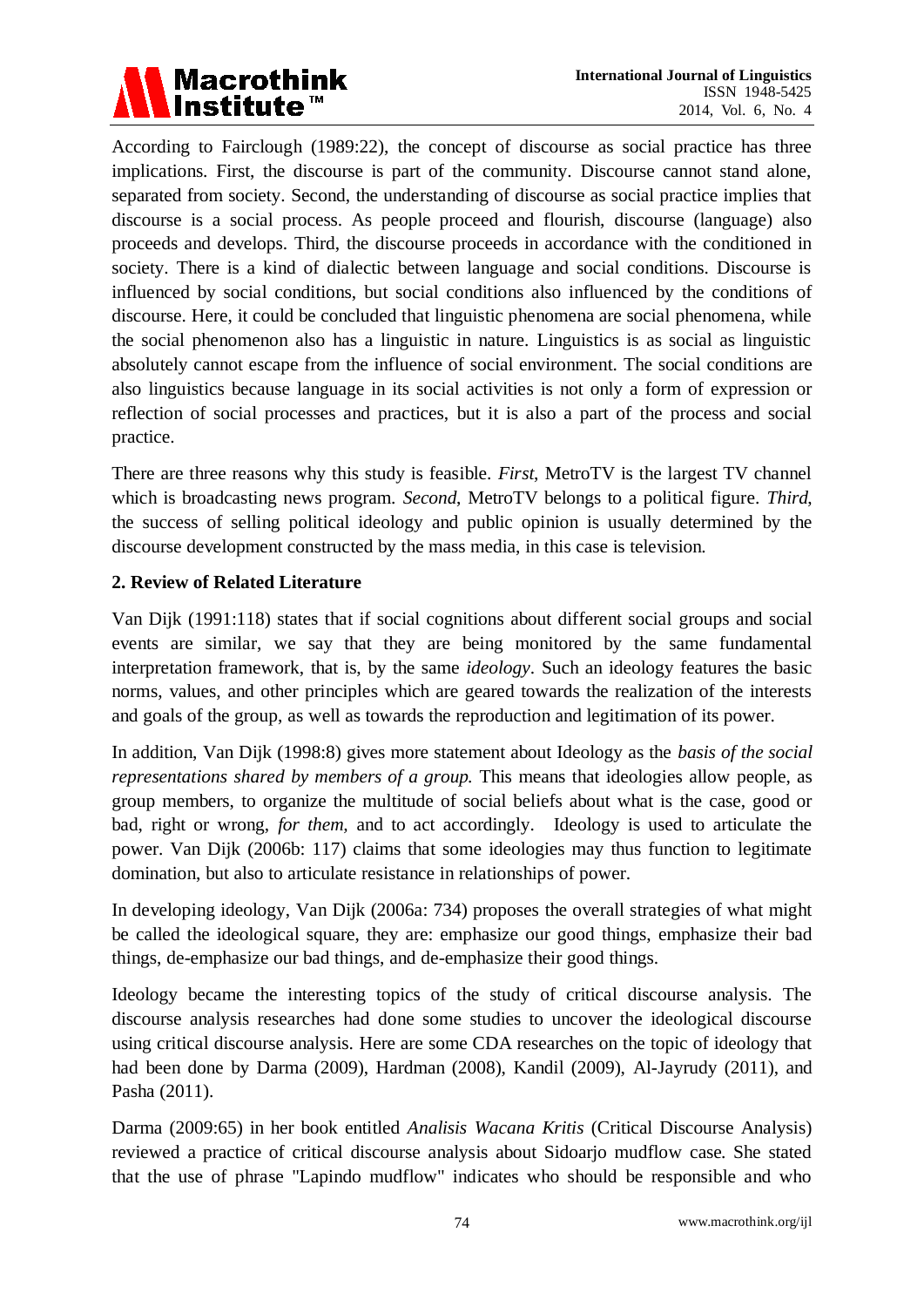According to Fairclough (1989:22), the concept of discourse as social practice has three implications. First, the discourse is part of the community. Discourse cannot stand alone, separated from society. Second, the understanding of discourse as social practice implies that discourse is a social process. As people proceed and flourish, discourse (language) also proceeds and develops. Third, the discourse proceeds in accordance with the conditioned in society. There is a kind of dialectic between language and social conditions. Discourse is influenced by social conditions, but social conditions also influenced by the conditions of discourse. Here, it could be concluded that linguistic phenomena are social phenomena, while the social phenomenon also has a linguistic in nature. Linguistics is as social as linguistic absolutely cannot escape from the influence of social environment. The social conditions are also linguistics because language in its social activities is not only a form of expression or reflection of social processes and practices, but it is also a part of the process and social practice.

There are three reasons why this study is feasible. *First*, MetroTV is the largest TV channel which is broadcasting news program. *Second*, MetroTV belongs to a political figure. *Third*, the success of selling political ideology and public opinion is usually determined by the discourse development constructed by the mass media, in this case is television.

## 2. Review of Related Literature

Van Dijk (1991:118) states that if social cognitions about different social groups and social events are similar, we say that they are being monitored by the same fundamental interpretation framework, that is, by the same *ideology*. Such an ideology features the basic norms, values, and other principles which are geared towards the realization of the interests and goals of the group, as well as towards the reproduction and legitimation of its power.

In addition, Van Dijk (1998:8) gives more statement about Ideology as the *basis of the social representations shared by members of a group.* This means that ideologies allow people, as group members, to organize the multitude of social beliefs about what is the case, good or bad, right or wrong, *for them*, and to act accordingly. Ideology is used to articulate the power. Van Dijk (2006b: 117) claims that some ideologies may thus function to legitimate domination, but also to articulate resistance in relationships of power.

In developing ideology, Van Dijk (2006a: 734) proposes the overall strategies of what might be called the ideological square, they are: emphasize our good things, emphasize their bad things, de-emphasize our bad things, and de-emphasize their good things.

Ideology became the interesting topics of the study of critical discourse analysis. The discourse analysis researches had done some studies to uncover the ideological discourse using critical discourse analysis. Here are some CDA researches on the topic of ideology that had been done by Darma (2009), Hardman (2008), Kandil (2009), Al-Jayrudy (2011), and Pasha (2011).

Darma (2009:65) in her book entitled *Analisis Wacana Kritis* (Critical Discourse Analysis) reviewed a practice of critical discourse analysis about Sidoarjo mudflow case. She stated that the use of phrase "Lapindo mudflow" indicates who should be responsible and who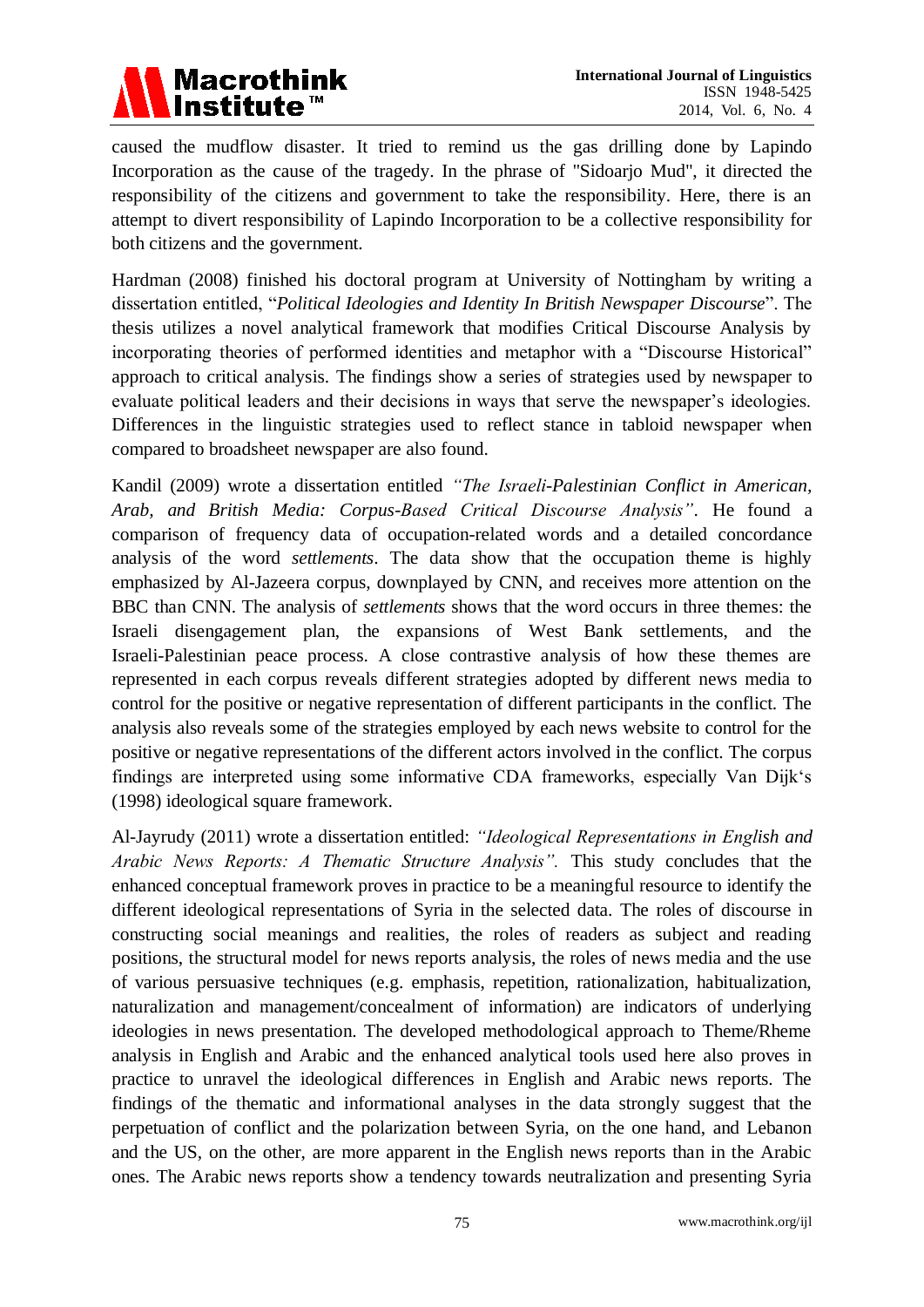caused the mudflow disaster. It tried to remind us the gas drilling done by Lapindo Incorporation as the cause of the tragedy. In the phrase of "Sidoarjo Mud", it directed the responsibility of the citizens and government to take the responsibility. Here, there is an attempt to divert responsibility of Lapindo Incorporation to be a collective responsibility for both citizens and the government.

Hardman (2008) finished his doctoral program at University of Nottingham by writing a dissertation entitled, "*Political Ideologies and Identity In British Newspaper Discourse*". The thesis utilizes a novel analytical framework that modifies Critical Discourse Analysis by incorporating theories of performed identities and metaphor with a "Discourse Historical" approach to critical analysis. The findings show a series of strategies used by newspaper to evaluate political leaders and their decisions in ways that serve the newspaper's ideologies. Differences in the linguistic strategies used to reflect stance in tabloid newspaper when compared to broadsheet newspaper are also found.

Kandil (2009) wrote a dissertation entitled *"The Israeli-Palestinian Conflict in American, Arab, and British Media: Corpus-Based Critical Discourse Analysis"*. He found a comparison of frequency data of occupation-related words and a detailed concordance analysis of the word *settlements*. The data show that the occupation theme is highly emphasized by Al-Jazeera corpus, downplayed by CNN, and receives more attention on the BBC than CNN. The analysis of *settlements* shows that the word occurs in three themes: the Israeli disengagement plan, the expansions of West Bank settlements, and the Israeli-Palestinian peace process. A close contrastive analysis of how these themes are represented in each corpus reveals different strategies adopted by different news media to control for the positive or negative representation of different participants in the conflict. The analysis also reveals some of the strategies employed by each news website to control for the positive or negative representations of the different actors involved in the conflict. The corpus findings are interpreted using some informative CDA frameworks, especially Van Dijk's (1998) ideological square framework.

Al-Jayrudy (2011) wrote a dissertation entitled: *"Ideological Representations in English and Arabic News Reports: A Thematic Structure Analysis".* This study concludes that the enhanced conceptual framework proves in practice to be a meaningful resource to identify the different ideological representations of Syria in the selected data. The roles of discourse in constructing social meanings and realities, the roles of readers as subject and reading positions, the structural model for news reports analysis, the roles of news media and the use of various persuasive techniques (e.g. emphasis, repetition, rationalization, habitualization, naturalization and management/concealment of information) are indicators of underlying ideologies in news presentation. The developed methodological approach to Theme/Rheme analysis in English and Arabic and the enhanced analytical tools used here also proves in practice to unravel the ideological differences in English and Arabic news reports. The findings of the thematic and informational analyses in the data strongly suggest that the perpetuation of conflict and the polarization between Syria, on the one hand, and Lebanon and the US, on the other, are more apparent in the English news reports than in the Arabic ones. The Arabic news reports show a tendency towards neutralization and presenting Syria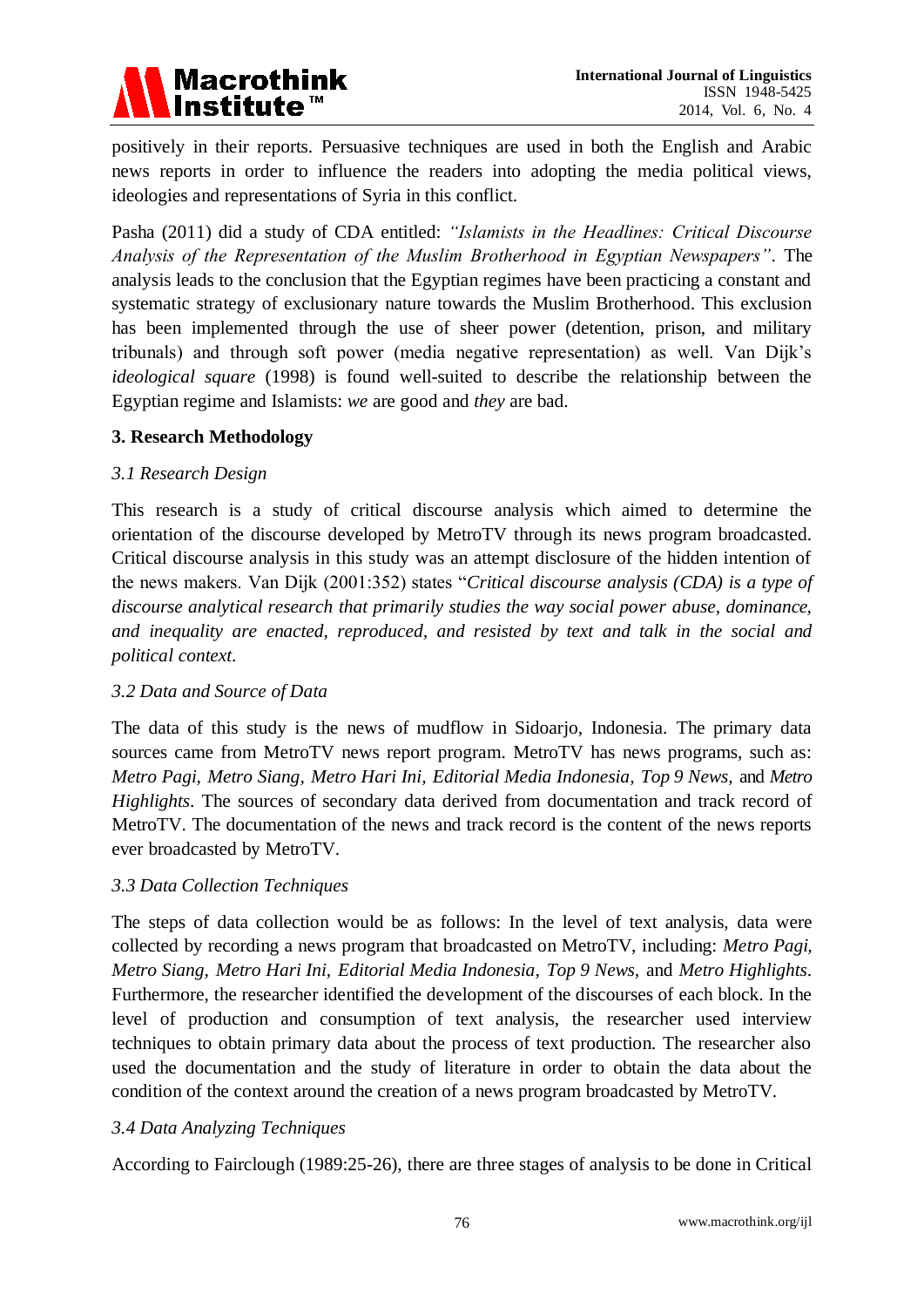positively in their reports. Persuasive techniques are used in both the English and Arabic news reports in order to influence the readers into adopting the media political views, ideologies and representations of Syria in this conflict.

Pasha (2011) did a study of CDA entitled: *"Islamists in the Headlines: Critical Discourse Analysis of the Representation of the Muslim Brotherhood in Egyptian Newspapers"*. The analysis leads to the conclusion that the Egyptian regimes have been practicing a constant and systematic strategy of exclusionary nature towards the Muslim Brotherhood. This exclusion has been implemented through the use of sheer power (detention, prison, and military tribunals) and through soft power (media negative representation) as well. Van Dijk's *ideological square* (1998) is found well-suited to describe the relationship between the Egyptian regime and Islamists: *we* are good and *they* are bad.

## 3. Research Methodology

### *3.1 Research Design*

This research is a study of critical discourse analysis which aimed to determine the orientation of the discourse developed by MetroTV through its news program broadcasted. Critical discourse analysis in this study was an attempt disclosure of the hidden intention of the news makers. Van Dijk (2001:352) states "*Critical discourse analysis (CDA) is a type of discourse analytical research that primarily studies the way social power abuse, dominance, and inequality are enacted, reproduced, and resisted by text and talk in the social and political context*.

### *3.2 Data and Source of Data*

The data of this study is the news of mudflow in Sidoarjo, Indonesia. The primary data sources came from MetroTV news report program. MetroTV has news programs, such as: *Metro Pagi*, *Metro Siang*, *Metro Hari Ini*, *Editorial Media Indonesia*, *Top 9 News*, and *Metro Highlights*. The sources of secondary data derived from documentation and track record of MetroTV. The documentation of the news and track record is the content of the news reports ever broadcasted by MetroTV.

### *3.3 Data Collection Techniques*

The steps of data collection would be as follows: In the level of text analysis, data were collected by recording a news program that broadcasted on MetroTV, including: *Metro Pagi*, *Metro Siang*, *Metro Hari Ini*, *Editorial Media Indonesia*, *Top 9 News*, and *Metro Highlights*. Furthermore, the researcher identified the development of the discourses of each block. In the level of production and consumption of text analysis, the researcher used interview techniques to obtain primary data about the process of text production. The researcher also used the documentation and the study of literature in order to obtain the data about the condition of the context around the creation of a news program broadcasted by MetroTV.

### *3.4 Data Analyzing Techniques*

According to Fairclough (1989:25-26), there are three stages of analysis to be done in Critical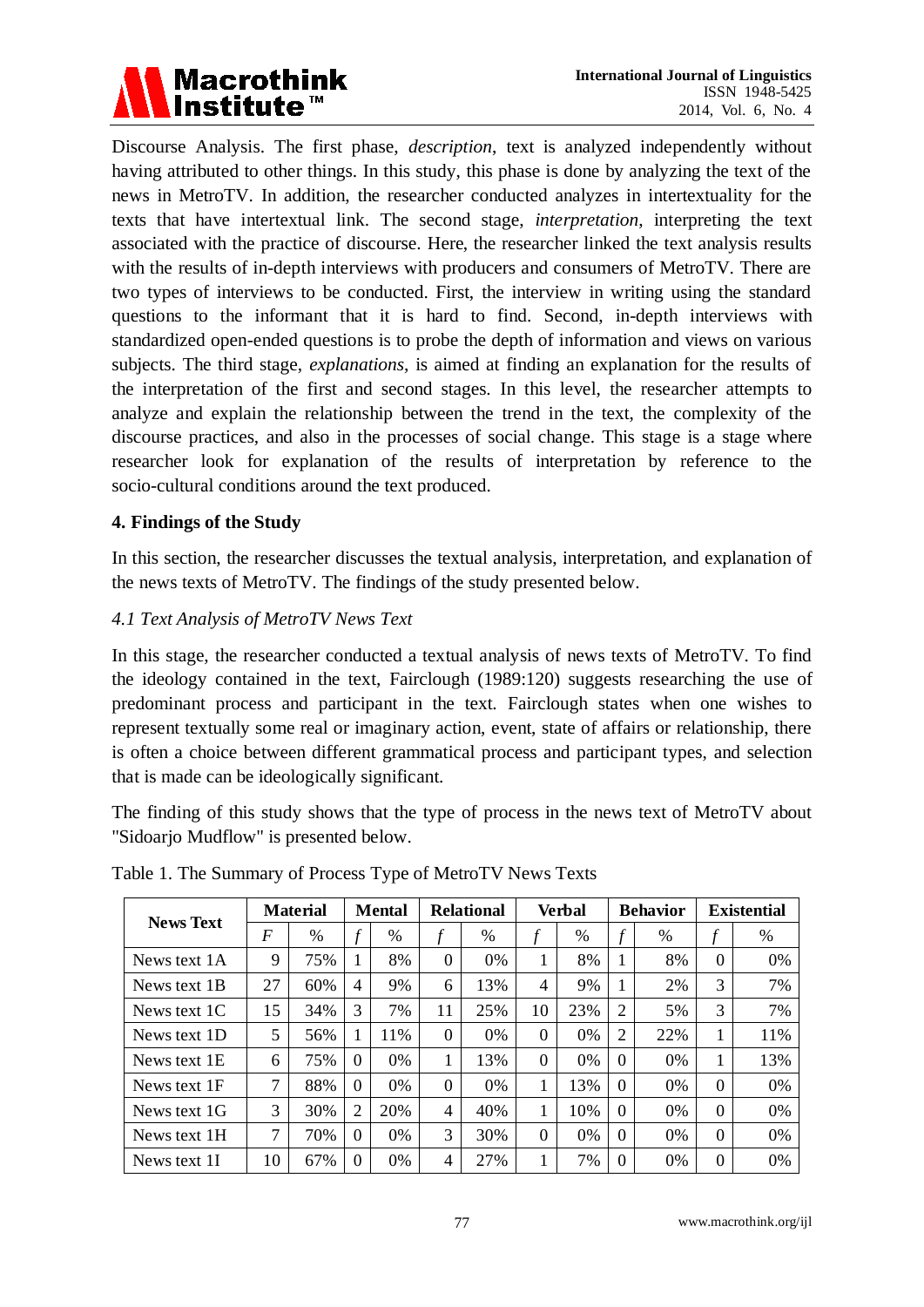Discourse Analysis. The first phase, *description*, text is analyzed independently without having attributed to other things. In this study, this phase is done by analyzing the text of the news in MetroTV. In addition, the researcher conducted analyzes in intertextuality for the texts that have intertextual link. The second stage, *interpretation*, interpreting the text associated with the practice of discourse. Here, the researcher linked the text analysis results with the results of in-depth interviews with producers and consumers of MetroTV. There are two types of interviews to be conducted. First, the interview in writing using the standard questions to the informant that it is hard to find. Second, in-depth interviews with standardized open-ended questions is to probe the depth of information and views on various subjects. The third stage, *explanations*, is aimed at finding an explanation for the results of the interpretation of the first and second stages. In this level, the researcher attempts to analyze and explain the relationship between the trend in the text, the complexity of the discourse practices, and also in the processes of social change. This stage is a stage where researcher look for explanation of the results of interpretation by reference to the socio-cultural conditions around the text produced.

## 4. Findings of the Study

In this section, the researcher discusses the textual analysis, interpretation, and explanation of the news texts of MetroTV. The findings of the study presented below.

### *4.1 Text Analysis of MetroTV News Text*

In this stage, the researcher conducted a textual analysis of news texts of MetroTV. To find the ideology contained in the text, Fairclough (1989:120) suggests researching the use of predominant process and participant in the text. Fairclough states when one wishes to represent textually some real or imaginary action, event, state of affairs or relationship, there is often a choice between different grammatical process and participant types, and selection that is made can be ideologically significant.

The finding of this study shows that the type of process in the news text of MetroTV about "Sidoarjo Mudflow" is presented below.

Table 1. The Summary of Process Type of MetroTV News Texts

| News Text | Material | | Mental | | Relational | | Verbal | | Behavior | | Existential | |
|---|---|---|---|---|---|---|---|---|---|---|---|---|
| | *F* | % | *f* | % | *f* | % | *f* | % | *f* | % | *f* | % |
| News text 1A | 9 | 75% | 1 | 8% | 0 | 0% | 1 | 8% | 1 | 8% | 0 | 0% |
| News text 1B | 27 | 60% | 4 | 9% | 6 | 13% | 4 | 9% | 1 | 2% | 3 | 7% |
| News text 1C | 15 | 34% | 3 | 7% | 11 | 25% | 10 | 23% | 2 | 5% | 3 | 7% |
| News text 1D | 5 | 56% | 1 | 11% | 0 | 0% | 0 | 0% | 2 | 22% | 1 | 11% |
| News text 1E | 6 | 75% | 0 | 0% | 1 | 13% | 0 | 0% | 0 | 0% | 1 | 13% |
| News text 1F | 7 | 88% | 0 | 0% | 0 | 0% | 1 | 13% | 0 | 0% | 0 | 0% |
| News text 1G | 3 | 30% | 2 | 20% | 4 | 40% | 1 | 10% | 0 | 0% | 0 | 0% |
| News text 1H | 7 | 70% | 0 | 0% | 3 | 30% | 0 | 0% | 0 | 0% | 0 | 0% |
| News text 1I | 10 | 67% | 0 | 0% | 4 | 27% | 1 | 7% | 0 | 0% | 0 | 0% |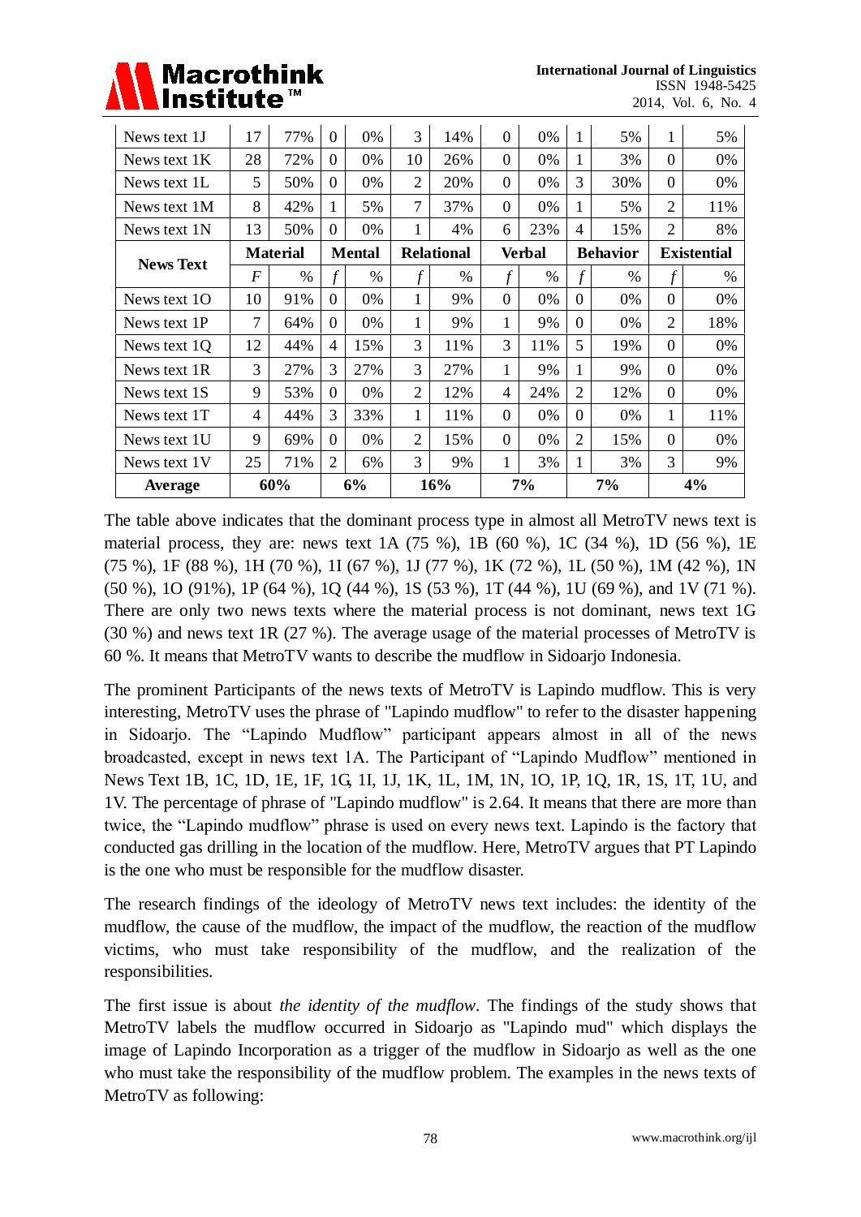| News Text | Material | | Mental | | Relational | | Verbal | | Behavior | | Existential | |
|---|---|---|---|---|---|---|---|---|---|---|---|---|
| News text 1J | 17 | 77% | 0 | 0% | 3 | 14% | 0 | 0% | 1 | 5% | 1 | 5% |
| News text 1K | 28 | 72% | 0 | 0% | 10 | 26% | 0 | 0% | 1 | 3% | 0 | 0% |
| News text 1L | 5 | 50% | 0 | 0% | 2 | 20% | 0 | 0% | 3 | 30% | 0 | 0% |
| News text 1M | 8 | 42% | 1 | 5% | 7 | 37% | 0 | 0% | 1 | 5% | 2 | 11% |
| News text 1N | 13 | 50% | 0 | 0% | 1 | 4% | 6 | 23% | 4 | 15% | 2 | 8% |
| **News Text** | **Material** | | **Mental** | | **Relational** | | **Verbal** | | **Behavior** | | **Existential** | |
| | *F* | % | *f* | % | *f* | % | *f* | % | *f* | % | *f* | % |
| News text 1O | 10 | 91% | 0 | 0% | 1 | 9% | 0 | 0% | 0 | 0% | 0 | 0% |
| News text 1P | 7 | 64% | 0 | 0% | 1 | 9% | 1 | 9% | 0 | 0% | 2 | 18% |
| News text 1Q | 12 | 44% | 4 | 15% | 3 | 11% | 3 | 11% | 5 | 19% | 0 | 0% |
| News text 1R | 3 | 27% | 3 | 27% | 3 | 27% | 1 | 9% | 1 | 9% | 0 | 0% |
| News text 1S | 9 | 53% | 0 | 0% | 2 | 12% | 4 | 24% | 2 | 12% | 0 | 0% |
| News text 1T | 4 | 44% | 3 | 33% | 1 | 11% | 0 | 0% | 0 | 0% | 1 | 11% |
| News text 1U | 9 | 69% | 0 | 0% | 2 | 15% | 0 | 0% | 2 | 15% | 0 | 0% |
| News text 1V | 25 | 71% | 2 | 6% | 3 | 9% | 1 | 3% | 1 | 3% | 3 | 9% |
| **Average** | **60%** | | **6%** | | **16%** | | **7%** | | **7%** | | **4%** | |

The table above indicates that the dominant process type in almost all MetroTV news text is material process, they are: news text 1A (75 %), 1B (60 %), 1C (34 %), 1D (56 %), 1E (75 %), 1F (88 %), 1H (70 %), 1I (67 %), 1J (77 %), 1K (72 %), 1L (50 %), 1M (42 %), 1N (50 %), 1O (91%), 1P (64 %), 1Q (44 %), 1S (53 %), 1T (44 %), 1U (69 %), and 1V (71 %). There are only two news texts where the material process is not dominant, news text 1G (30 %) and news text 1R (27 %). The average usage of the material processes of MetroTV is 60 %. It means that MetroTV wants to describe the mudflow in Sidoarjo Indonesia.

The prominent Participants of the news texts of MetroTV is Lapindo mudflow. This is very interesting, MetroTV uses the phrase of "Lapindo mudflow" to refer to the disaster happening in Sidoarjo. The "Lapindo Mudflow" participant appears almost in all of the news broadcasted, except in news text 1A. The Participant of "Lapindo Mudflow" mentioned in News Text 1B, 1C, 1D, 1E, 1F, 1G, 1I, 1J, 1K, 1L, 1M, 1N, 1O, 1P, 1Q, 1R, 1S, 1T, 1U, and 1V. The percentage of phrase of "Lapindo mudflow" is 2.64. It means that there are more than twice, the "Lapindo mudflow" phrase is used on every news text. Lapindo is the factory that conducted gas drilling in the location of the mudflow. Here, MetroTV argues that PT Lapindo is the one who must be responsible for the mudflow disaster.

The research findings of the ideology of MetroTV news text includes: the identity of the mudflow, the cause of the mudflow, the impact of the mudflow, the reaction of the mudflow victims, who must take responsibility of the mudflow, and the realization of the responsibilities.

The first issue is about *the identity of the mudflow*. The findings of the study shows that MetroTV labels the mudflow occurred in Sidoarjo as "Lapindo mud" which displays the image of Lapindo Incorporation as a trigger of the mudflow in Sidoarjo as well as the one who must take the responsibility of the mudflow problem. The examples in the news texts of MetroTV as following: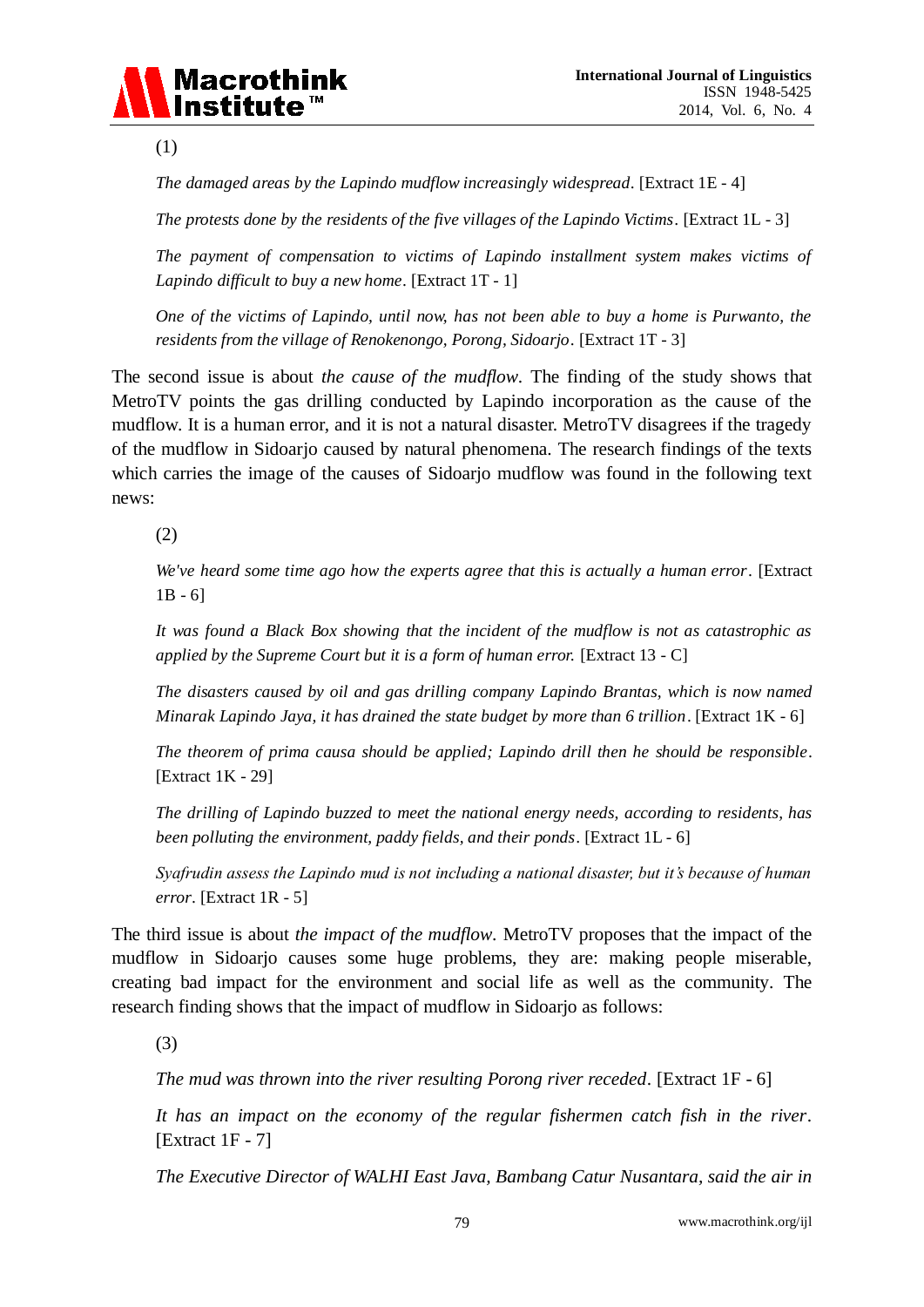(1)

*The damaged areas by the Lapindo mudflow increasingly widespread*. [Extract 1E - 4]

*The protests done by the residents of the five villages of the Lapindo Victims*. [Extract 1L - 3]

*The payment of compensation to victims of Lapindo installment system makes victims of Lapindo difficult to buy a new home*. [Extract 1T - 1]

*One of the victims of Lapindo, until now, has not been able to buy a home is Purwanto, the residents from the village of Renokenongo, Porong, Sidoarjo*. [Extract 1T - 3]

The second issue is about *the cause of the mudflow*. The finding of the study shows that MetroTV points the gas drilling conducted by Lapindo incorporation as the cause of the mudflow. It is a human error, and it is not a natural disaster. MetroTV disagrees if the tragedy of the mudflow in Sidoarjo caused by natural phenomena. The research findings of the texts which carries the image of the causes of Sidoarjo mudflow was found in the following text news:

(2)

*We've heard some time ago how the experts agree that this is actually a human error*. [Extract 1B - 6]

*It was found a Black Box showing that the incident of the mudflow is not as catastrophic as applied by the Supreme Court but it is a form of human error.* [Extract 13 - C]

*The disasters caused by oil and gas drilling company Lapindo Brantas, which is now named Minarak Lapindo Jaya, it has drained the state budget by more than 6 trillion*. [Extract 1K - 6]

*The theorem of prima causa should be applied; Lapindo drill then he should be responsible*. [Extract 1K - 29]

*The drilling of Lapindo buzzed to meet the national energy needs, according to residents, has been polluting the environment, paddy fields, and their ponds*. [Extract 1L - 6]

*Syafrudin assess the Lapindo mud is not including a national disaster, but it's because of human error*. [Extract 1R - 5]

The third issue is about *the impact of the mudflow*. MetroTV proposes that the impact of the mudflow in Sidoarjo causes some huge problems, they are: making people miserable, creating bad impact for the environment and social life as well as the community. The research finding shows that the impact of mudflow in Sidoarjo as follows:

(3)

*The mud was thrown into the river resulting Porong river receded*. [Extract 1F - 6]

*It has an impact on the economy of the regular fishermen catch fish in the river*. [Extract 1F - 7]

*The Executive Director of WALHI East Java, Bambang Catur Nusantara, said the air in*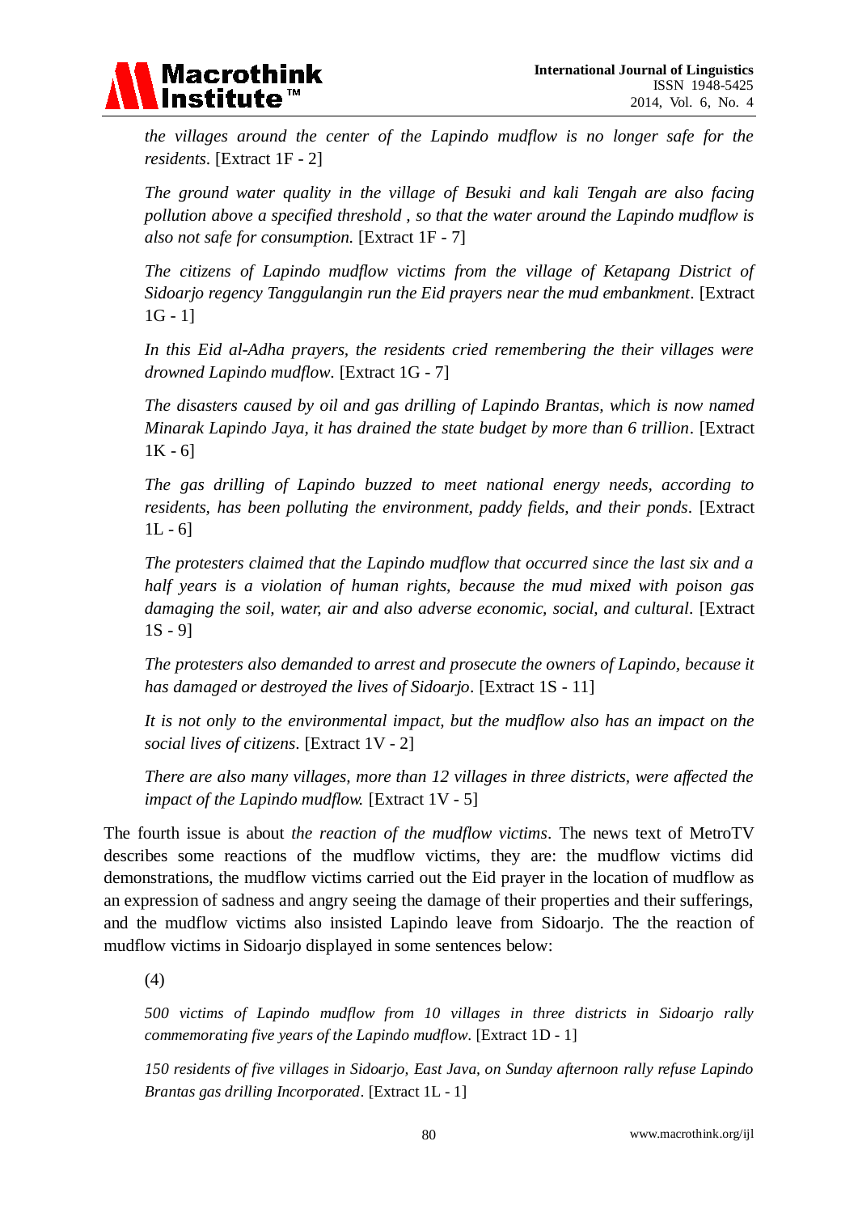*the villages around the center of the Lapindo mudflow is no longer safe for the residents*. [Extract 1F - 2]

*The ground water quality in the village of Besuki and kali Tengah are also facing pollution above a specified threshold , so that the water around the Lapindo mudflow is also not safe for consumption.* [Extract 1F - 7]

*The citizens of Lapindo mudflow victims from the village of Ketapang District of Sidoarjo regency Tanggulangin run the Eid prayers near the mud embankment*. [Extract 1G - 1]

*In this Eid al-Adha prayers, the residents cried remembering the their villages were drowned Lapindo mudflow*. [Extract 1G - 7]

*The disasters caused by oil and gas drilling of Lapindo Brantas, which is now named Minarak Lapindo Jaya, it has drained the state budget by more than 6 trillion*. [Extract 1K - 6]

*The gas drilling of Lapindo buzzed to meet national energy needs, according to residents, has been polluting the environment, paddy fields, and their ponds*. [Extract 1L - 6]

*The protesters claimed that the Lapindo mudflow that occurred since the last six and a half years is a violation of human rights, because the mud mixed with poison gas damaging the soil, water, air and also adverse economic, social, and cultural*. [Extract 1S - 9]

*The protesters also demanded to arrest and prosecute the owners of Lapindo, because it has damaged or destroyed the lives of Sidoarjo*. [Extract 1S - 11]

*It is not only to the environmental impact, but the mudflow also has an impact on the social lives of citizens*. [Extract 1V - 2]

*There are also many villages, more than 12 villages in three districts, were affected the impact of the Lapindo mudflow.* [Extract 1V - 5]

The fourth issue is about *the reaction of the mudflow victims*. The news text of MetroTV describes some reactions of the mudflow victims, they are: the mudflow victims did demonstrations, the mudflow victims carried out the Eid prayer in the location of mudflow as an expression of sadness and angry seeing the damage of their properties and their sufferings, and the mudflow victims also insisted Lapindo leave from Sidoarjo. The the reaction of mudflow victims in Sidoarjo displayed in some sentences below:

(4)

*500 victims of Lapindo mudflow from 10 villages in three districts in Sidoarjo rally commemorating five years of the Lapindo mudflow*. [Extract 1D - 1]

*150 residents of five villages in Sidoarjo, East Java, on Sunday afternoon rally refuse Lapindo Brantas gas drilling Incorporated*. [Extract 1L - 1]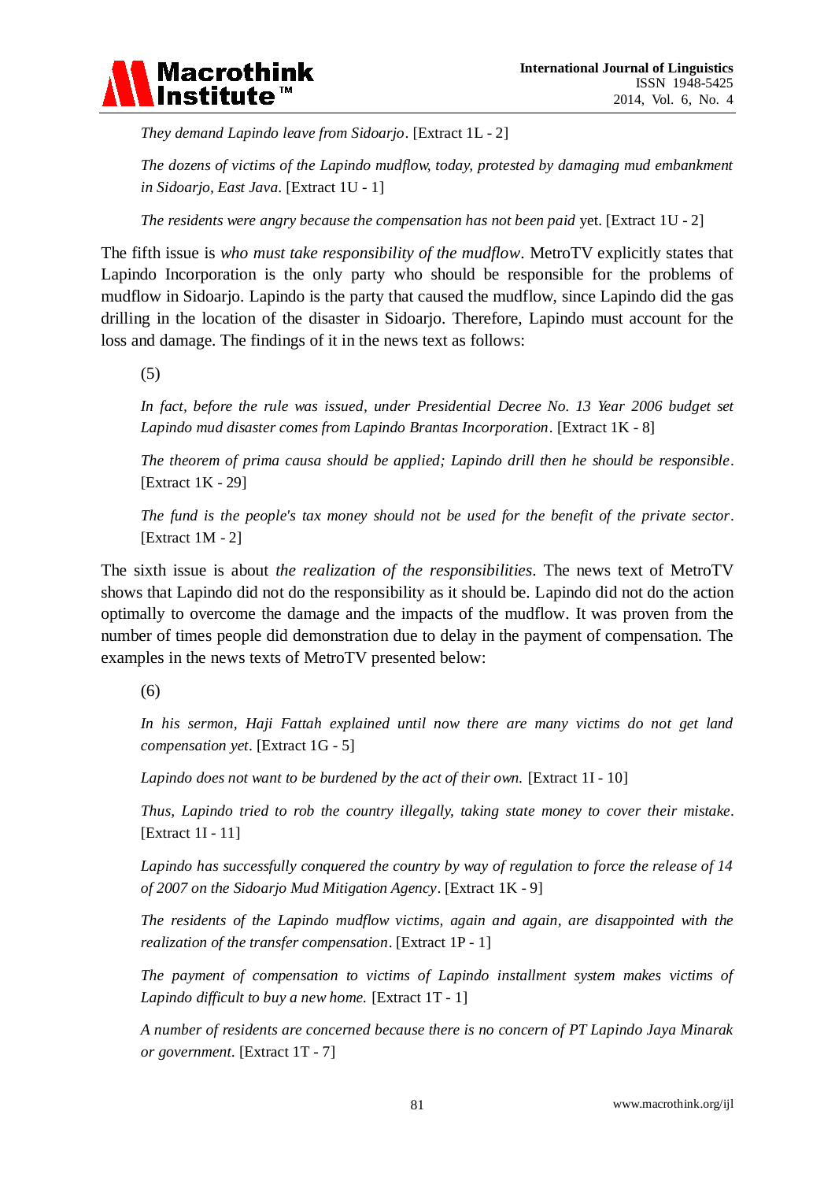*They demand Lapindo leave from Sidoarjo*. [Extract 1L - 2]

*The dozens of victims of the Lapindo mudflow, today, protested by damaging mud embankment in Sidoarjo, East Java*. [Extract 1U - 1]

*The residents were angry because the compensation has not been paid* yet. [Extract 1U - 2]

The fifth issue is *who must take responsibility of the mudflow*. MetroTV explicitly states that Lapindo Incorporation is the only party who should be responsible for the problems of mudflow in Sidoarjo. Lapindo is the party that caused the mudflow, since Lapindo did the gas drilling in the location of the disaster in Sidoarjo. Therefore, Lapindo must account for the loss and damage. The findings of it in the news text as follows:

(5)

*In fact, before the rule was issued, under Presidential Decree No. 13 Year 2006 budget set Lapindo mud disaster comes from Lapindo Brantas Incorporation*. [Extract 1K - 8]

*The theorem of prima causa should be applied; Lapindo drill then he should be responsible*. [Extract 1K - 29]

*The fund is the people's tax money should not be used for the benefit of the private sector*. [Extract 1M - 2]

The sixth issue is about *the realization of the responsibilities*. The news text of MetroTV shows that Lapindo did not do the responsibility as it should be. Lapindo did not do the action optimally to overcome the damage and the impacts of the mudflow. It was proven from the number of times people did demonstration due to delay in the payment of compensation. The examples in the news texts of MetroTV presented below:

(6)

*In his sermon, Haji Fattah explained until now there are many victims do not get land compensation yet*. [Extract 1G - 5]

*Lapindo does not want to be burdened by the act of their own.* [Extract 1I - 10]

*Thus, Lapindo tried to rob the country illegally, taking state money to cover their mistake*. [Extract 1I - 11]

*Lapindo has successfully conquered the country by way of regulation to force the release of 14 of 2007 on the Sidoarjo Mud Mitigation Agency*. [Extract 1K - 9]

*The residents of the Lapindo mudflow victims, again and again, are disappointed with the realization of the transfer compensation*. [Extract 1P - 1]

*The payment of compensation to victims of Lapindo installment system makes victims of Lapindo difficult to buy a new home.* [Extract 1T - 1]

*A number of residents are concerned because there is no concern of PT Lapindo Jaya Minarak or government*. [Extract 1T - 7]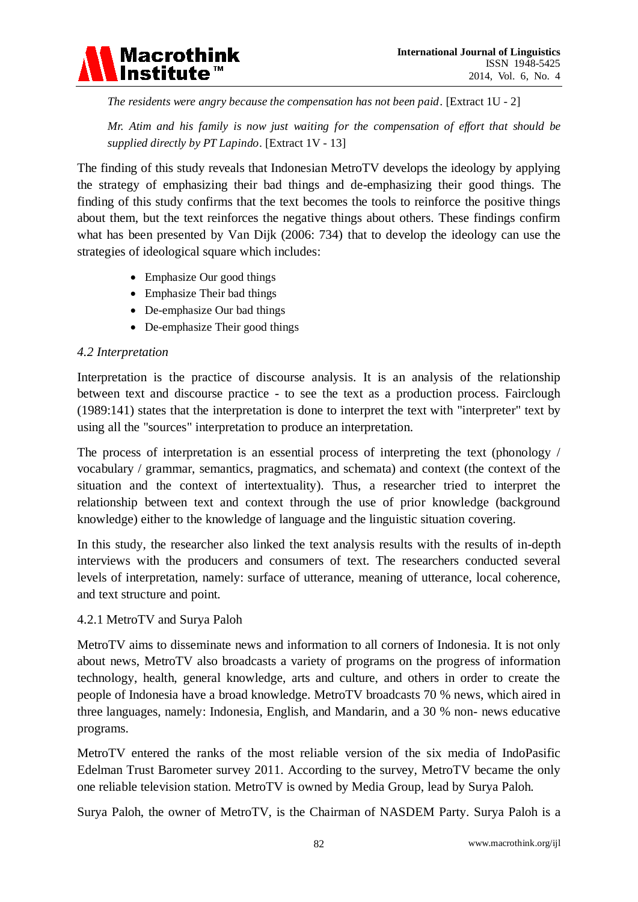*The residents were angry because the compensation has not been paid*. [Extract 1U - 2]

*Mr. Atim and his family is now just waiting for the compensation of effort that should be supplied directly by PT Lapindo*. [Extract 1V - 13]

The finding of this study reveals that Indonesian MetroTV develops the ideology by applying the strategy of emphasizing their bad things and de-emphasizing their good things. The finding of this study confirms that the text becomes the tools to reinforce the positive things about them, but the text reinforces the negative things about others. These findings confirm what has been presented by Van Dijk (2006: 734) that to develop the ideology can use the strategies of ideological square which includes:

- Emphasize Our good things
- Emphasize Their bad things
- De-emphasize Our bad things
- De-emphasize Their good things

### *4.2 Interpretation*

Interpretation is the practice of discourse analysis. It is an analysis of the relationship between text and discourse practice - to see the text as a production process. Fairclough (1989:141) states that the interpretation is done to interpret the text with "interpreter" text by using all the "sources" interpretation to produce an interpretation.

The process of interpretation is an essential process of interpreting the text (phonology / vocabulary / grammar, semantics, pragmatics, and schemata) and context (the context of the situation and the context of intertextuality). Thus, a researcher tried to interpret the relationship between text and context through the use of prior knowledge (background knowledge) either to the knowledge of language and the linguistic situation covering.

In this study, the researcher also linked the text analysis results with the results of in-depth interviews with the producers and consumers of text. The researchers conducted several levels of interpretation, namely: surface of utterance, meaning of utterance, local coherence, and text structure and point.

#### 4.2.1 MetroTV and Surya Paloh

MetroTV aims to disseminate news and information to all corners of Indonesia. It is not only about news, MetroTV also broadcasts a variety of programs on the progress of information technology, health, general knowledge, arts and culture, and others in order to create the people of Indonesia have a broad knowledge. MetroTV broadcasts 70 % news, which aired in three languages, namely: Indonesia, English, and Mandarin, and a 30 % non- news educative programs.

MetroTV entered the ranks of the most reliable version of the six media of IndoPasific Edelman Trust Barometer survey 2011. According to the survey, MetroTV became the only one reliable television station. MetroTV is owned by Media Group, lead by Surya Paloh.

Surya Paloh, the owner of MetroTV, is the Chairman of NASDEM Party. Surya Paloh is a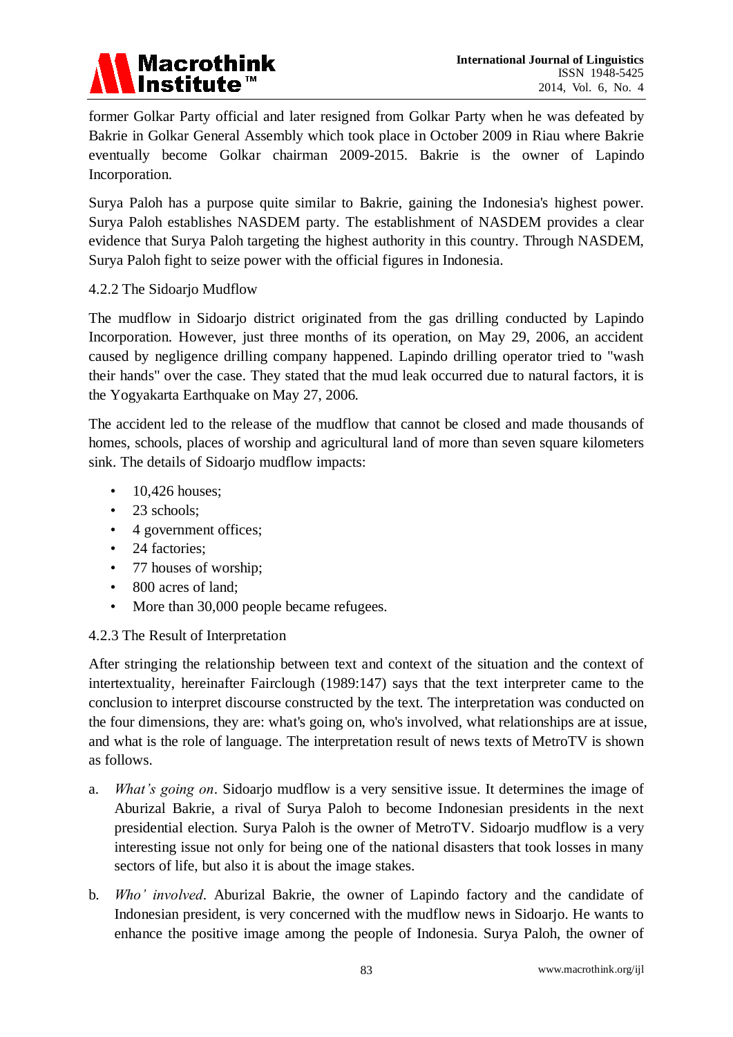former Golkar Party official and later resigned from Golkar Party when he was defeated by Bakrie in Golkar General Assembly which took place in October 2009 in Riau where Bakrie eventually become Golkar chairman 2009-2015. Bakrie is the owner of Lapindo Incorporation.

Surya Paloh has a purpose quite similar to Bakrie, gaining the Indonesia's highest power. Surya Paloh establishes NASDEM party. The establishment of NASDEM provides a clear evidence that Surya Paloh targeting the highest authority in this country. Through NASDEM, Surya Paloh fight to seize power with the official figures in Indonesia.

### 4.2.2 The Sidoarjo Mudflow

The mudflow in Sidoarjo district originated from the gas drilling conducted by Lapindo Incorporation. However, just three months of its operation, on May 29, 2006, an accident caused by negligence drilling company happened. Lapindo drilling operator tried to "wash their hands" over the case. They stated that the mud leak occurred due to natural factors, it is the Yogyakarta Earthquake on May 27, 2006.

The accident led to the release of the mudflow that cannot be closed and made thousands of homes, schools, places of worship and agricultural land of more than seven square kilometers sink. The details of Sidoarjo mudflow impacts:

- 10,426 houses;
- 23 schools;
- 4 government offices;
- 24 factories;
- 77 houses of worship;
- 800 acres of land;
- More than 30,000 people became refugees.

### 4.2.3 The Result of Interpretation

After stringing the relationship between text and context of the situation and the context of intertextuality, hereinafter Fairclough (1989:147) says that the text interpreter came to the conclusion to interpret discourse constructed by the text. The interpretation was conducted on the four dimensions, they are: what's going on, who's involved, what relationships are at issue, and what is the role of language. The interpretation result of news texts of MetroTV is shown as follows.

a. *What's going on*. Sidoarjo mudflow is a very sensitive issue. It determines the image of Aburizal Bakrie, a rival of Surya Paloh to become Indonesian presidents in the next presidential election. Surya Paloh is the owner of MetroTV. Sidoarjo mudflow is a very interesting issue not only for being one of the national disasters that took losses in many sectors of life, but also it is about the image stakes.

b. *Who' involved*. Aburizal Bakrie, the owner of Lapindo factory and the candidate of Indonesian president, is very concerned with the mudflow news in Sidoarjo. He wants to enhance the positive image among the people of Indonesia. Surya Paloh, the owner of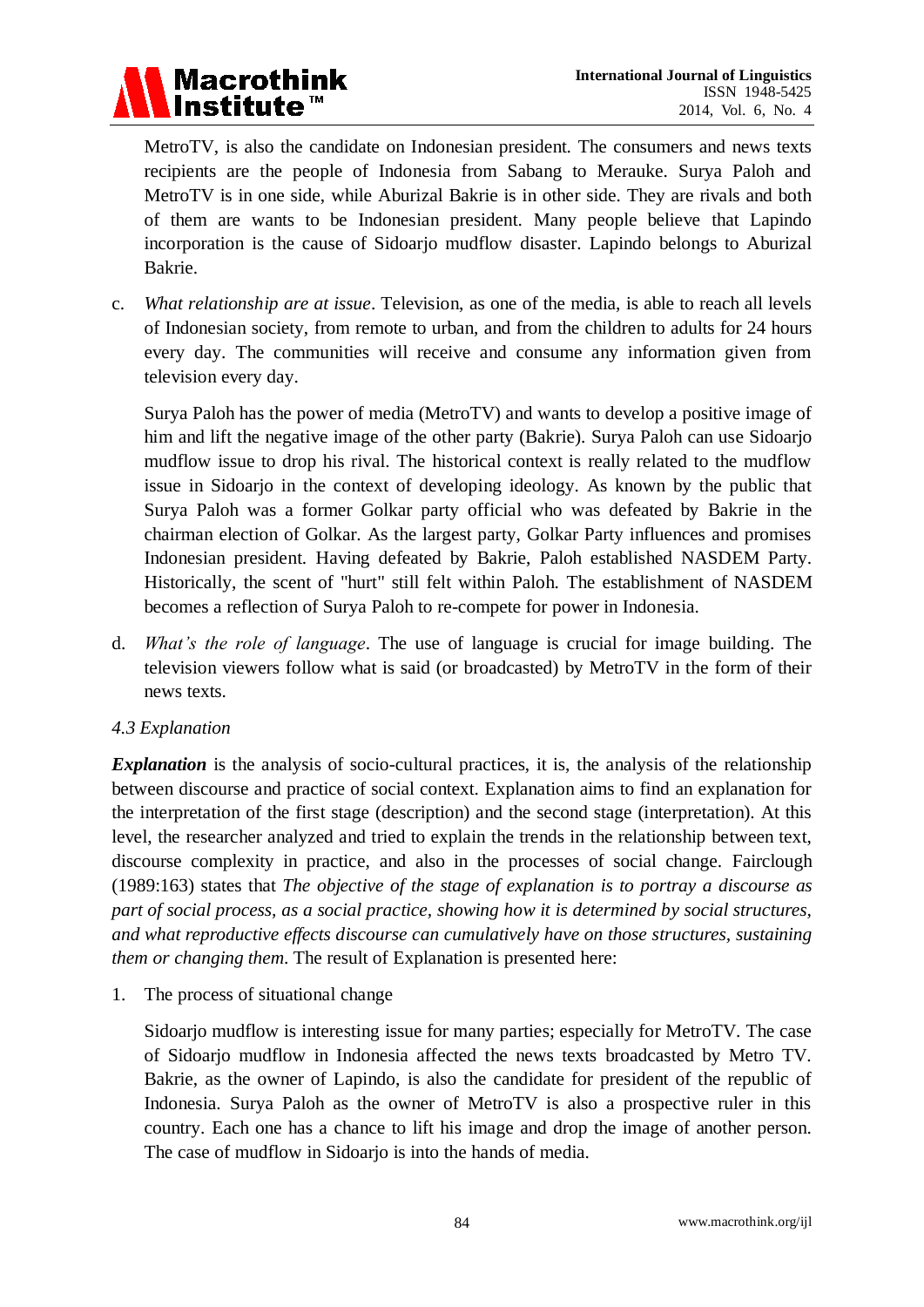MetroTV, is also the candidate on Indonesian president. The consumers and news texts recipients are the people of Indonesia from Sabang to Merauke. Surya Paloh and MetroTV is in one side, while Aburizal Bakrie is in other side. They are rivals and both of them are wants to be Indonesian president. Many people believe that Lapindo incorporation is the cause of Sidoarjo mudflow disaster. Lapindo belongs to Aburizal Bakrie.

c. *What relationship are at issue*. Television, as one of the media, is able to reach all levels of Indonesian society, from remote to urban, and from the children to adults for 24 hours every day. The communities will receive and consume any information given from television every day.

   Surya Paloh has the power of media (MetroTV) and wants to develop a positive image of him and lift the negative image of the other party (Bakrie). Surya Paloh can use Sidoarjo mudflow issue to drop his rival. The historical context is really related to the mudflow issue in Sidoarjo in the context of developing ideology. As known by the public that Surya Paloh was a former Golkar party official who was defeated by Bakrie in the chairman election of Golkar. As the largest party, Golkar Party influences and promises Indonesian president. Having defeated by Bakrie, Paloh established NASDEM Party. Historically, the scent of "hurt" still felt within Paloh. The establishment of NASDEM becomes a reflection of Surya Paloh to re-compete for power in Indonesia.

d. *What's the role of language*. The use of language is crucial for image building. The television viewers follow what is said (or broadcasted) by MetroTV in the form of their news texts.

### *4.3 Explanation*

***Explanation*** is the analysis of socio-cultural practices, it is, the analysis of the relationship between discourse and practice of social context. Explanation aims to find an explanation for the interpretation of the first stage (description) and the second stage (interpretation). At this level, the researcher analyzed and tried to explain the trends in the relationship between text, discourse complexity in practice, and also in the processes of social change. Fairclough (1989:163) states that *The objective of the stage of explanation is to portray a discourse as part of social process, as a social practice, showing how it is determined by social structures, and what reproductive effects discourse can cumulatively have on those structures, sustaining them or changing them*. The result of Explanation is presented here:

1. The process of situational change

   Sidoarjo mudflow is interesting issue for many parties; especially for MetroTV. The case of Sidoarjo mudflow in Indonesia affected the news texts broadcasted by Metro TV. Bakrie, as the owner of Lapindo, is also the candidate for president of the republic of Indonesia. Surya Paloh as the owner of MetroTV is also a prospective ruler in this country. Each one has a chance to lift his image and drop the image of another person. The case of mudflow in Sidoarjo is into the hands of media.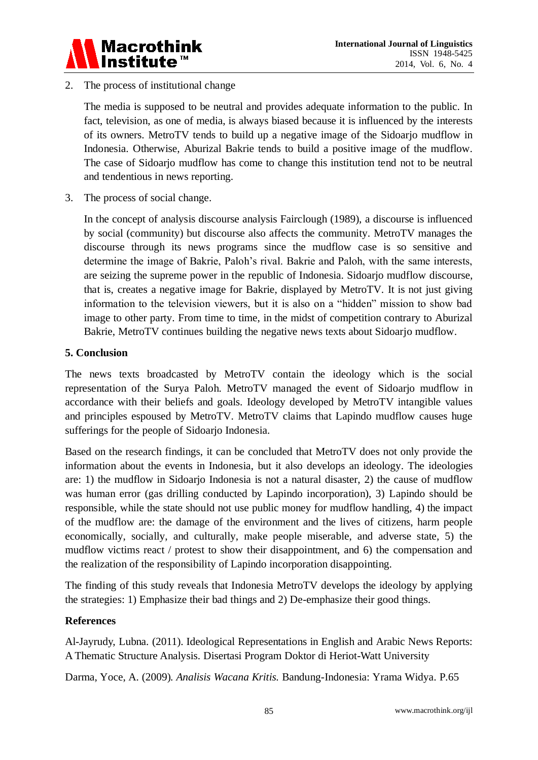2. The process of institutional change

   The media is supposed to be neutral and provides adequate information to the public. In fact, television, as one of media, is always biased because it is influenced by the interests of its owners. MetroTV tends to build up a negative image of the Sidoarjo mudflow in Indonesia. Otherwise, Aburizal Bakrie tends to build a positive image of the mudflow. The case of Sidoarjo mudflow has come to change this institution tend not to be neutral and tendentious in news reporting.

3. The process of social change.

   In the concept of analysis discourse analysis Fairclough (1989), a discourse is influenced by social (community) but discourse also affects the community. MetroTV manages the discourse through its news programs since the mudflow case is so sensitive and determine the image of Bakrie, Paloh's rival. Bakrie and Paloh, with the same interests, are seizing the supreme power in the republic of Indonesia. Sidoarjo mudflow discourse, that is, creates a negative image for Bakrie, displayed by MetroTV. It is not just giving information to the television viewers, but it is also on a "hidden" mission to show bad image to other party. From time to time, in the midst of competition contrary to Aburizal Bakrie, MetroTV continues building the negative news texts about Sidoarjo mudflow.

## 5. Conclusion

The news texts broadcasted by MetroTV contain the ideology which is the social representation of the Surya Paloh. MetroTV managed the event of Sidoarjo mudflow in accordance with their beliefs and goals. Ideology developed by MetroTV intangible values and principles espoused by MetroTV. MetroTV claims that Lapindo mudflow causes huge sufferings for the people of Sidoarjo Indonesia.

Based on the research findings, it can be concluded that MetroTV does not only provide the information about the events in Indonesia, but it also develops an ideology. The ideologies are: 1) the mudflow in Sidoarjo Indonesia is not a natural disaster, 2) the cause of mudflow was human error (gas drilling conducted by Lapindo incorporation), 3) Lapindo should be responsible, while the state should not use public money for mudflow handling, 4) the impact of the mudflow are: the damage of the environment and the lives of citizens, harm people economically, socially, and culturally, make people miserable, and adverse state, 5) the mudflow victims react / protest to show their disappointment, and 6) the compensation and the realization of the responsibility of Lapindo incorporation disappointing.

The finding of this study reveals that Indonesia MetroTV develops the ideology by applying the strategies: 1) Emphasize their bad things and 2) De-emphasize their good things.

## References

Al-Jayrudy, Lubna. (2011). Ideological Representations in English and Arabic News Reports: A Thematic Structure Analysis. Disertasi Program Doktor di Heriot-Watt University

Darma, Yoce, A. (2009). *Analisis Wacana Kritis.* Bandung-Indonesia: Yrama Widya. P.65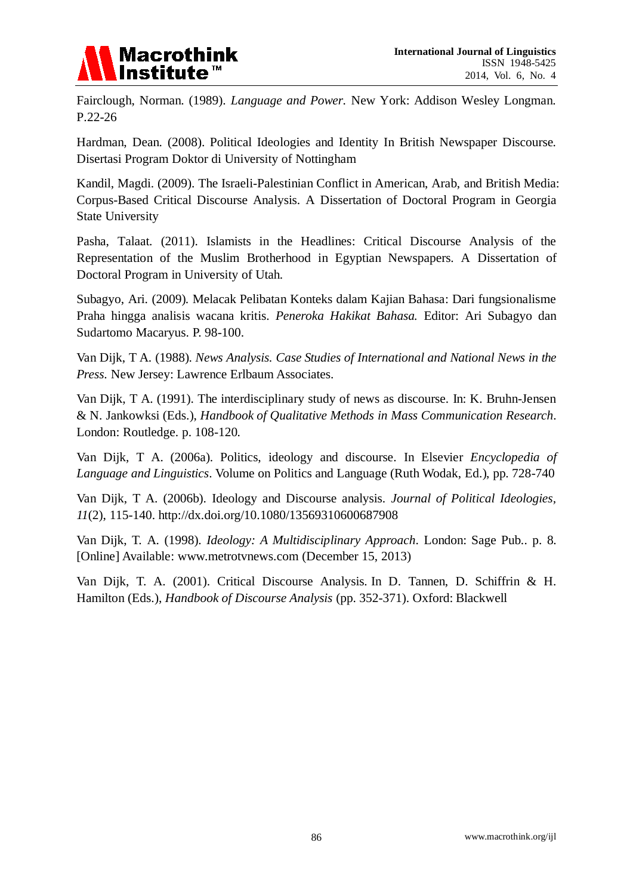Fairclough, Norman. (1989). *Language and Power*. New York: Addison Wesley Longman. P.22-26

Hardman, Dean. (2008). Political Ideologies and Identity In British Newspaper Discourse. Disertasi Program Doktor di University of Nottingham

Kandil, Magdi. (2009). The Israeli-Palestinian Conflict in American, Arab, and British Media: Corpus-Based Critical Discourse Analysis. A Dissertation of Doctoral Program in Georgia State University

Pasha, Talaat. (2011). Islamists in the Headlines: Critical Discourse Analysis of the Representation of the Muslim Brotherhood in Egyptian Newspapers. A Dissertation of Doctoral Program in University of Utah.

Subagyo, Ari. (2009). Melacak Pelibatan Konteks dalam Kajian Bahasa: Dari fungsionalisme Praha hingga analisis wacana kritis. *Peneroka Hakikat Bahasa.* Editor: Ari Subagyo dan Sudartomo Macaryus. P. 98-100.

Van Dijk, T A. (1988). *News Analysis. Case Studies of International and National News in the Press.* New Jersey: Lawrence Erlbaum Associates.

Van Dijk, T A. (1991). The interdisciplinary study of news as discourse. In: K. Bruhn-Jensen & N. Jankowksi (Eds.), *Handbook of Qualitative Methods in Mass Communication Research*. London: Routledge. p. 108-120.

Van Dijk, T A. (2006a). Politics, ideology and discourse. In Elsevier *Encyclopedia of Language and Linguistics*. Volume on Politics and Language (Ruth Wodak, Ed.), pp. 728-740

Van Dijk, T A. (2006b). Ideology and Discourse analysis. *Journal of Political Ideologies, 11*(2), 115-140. http://dx.doi.org/10.1080/13569310600687908

Van Dijk, T. A. (1998). *Ideology: A Multidisciplinary Approach*. London: Sage Pub.. p. 8. [Online] Available: www.metrotvnews.com (December 15, 2013)

Van Dijk, T. A. (2001). Critical Discourse Analysis. In D. Tannen, D. Schiffrin & H. Hamilton (Eds.), *Handbook of Discourse Analysis* (pp. 352-371). Oxford: Blackwell